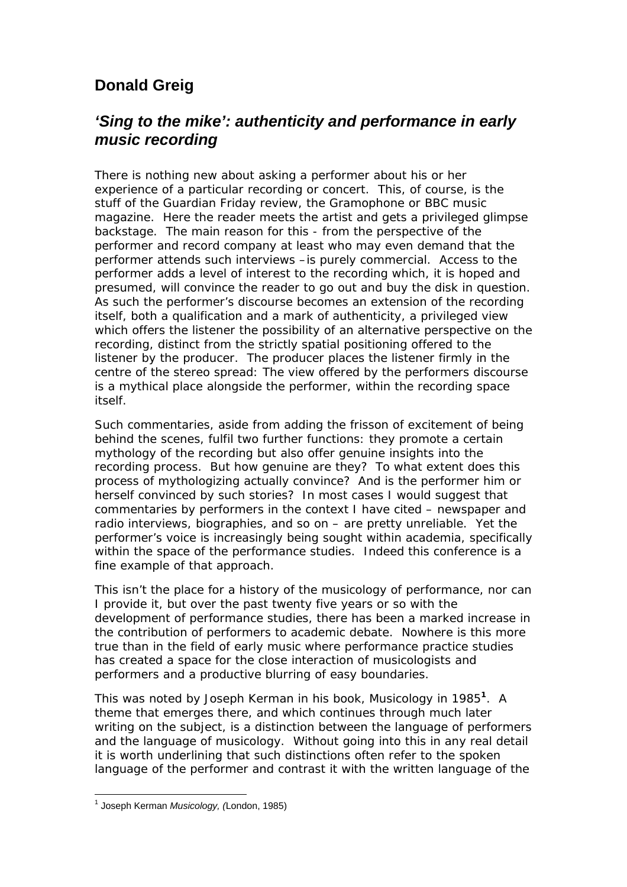## Donald Greig

## *'Sing to the mike': authenticity and performance in early music recording*

There is nothing new about asking a performer about his or her experience of a particular recording or concert. This, of course, is the stuff of the Guardian Friday review, the Gramophone or BBC music magazine. Here the reader meets the artist and gets a privileged glimpse backstage. The main reason for this - from the perspective of the performer and record company at least who may even demand that the performer attends such interviews –is purely commercial. Access to the performer adds a level of interest to the recording which, it is hoped and presumed, will convince the reader to go out and buy the disk in question. As such the performer's discourse becomes an extension of the recording itself, both a qualification and a mark of authenticity, a privileged view which offers the listener the possibility of an alternative perspective on the recording, distinct from the strictly spatial positioning offered to the listener by the producer. The producer places the listener firmly in the centre of the stereo spread: The view offered by the performers discourse is a mythical place alongside the performer, within the recording space itself.

Such commentaries, aside from adding the frisson of excitement of being behind the scenes, fulfil two further functions: they promote a certain mythology of the recording but also offer genuine insights into the recording process. But how genuine are they? To what extent does this process of mythologizing actually convince? And is the performer him or herself convinced by such stories? In most cases I would suggest that commentaries by performers in the context I have cited – newspaper and radio interviews, biographies, and so on – are pretty unreliable. Yet the performer's voice is increasingly being sought within academia, specifically within the space of the performance studies. Indeed this conference is a fine example of that approach.

This isn't the place for a history of the musicology of performance, nor can I provide it, but over the past twenty five years or so with the development of performance studies, there has been a marked increase in the contribution of performers to academic debate. Nowhere is this more true than in the field of early music where performance practice studies has created a space for the close interaction of musicologists and performers and a productive blurring of easy boundaries.

This was noted by Joseph Kerman in his book, Musicology in 1985[1]. A theme that emerges there, and which continues through much later writing on the subject, is a distinction between the language of performers and the language of musicology. Without going into this in any real detail it is worth underlining that such distinctions often refer to the spoken language of the performer and contrast it with the written language of the

---

[1] Joseph Kerman *Musicology, (*London, 1985)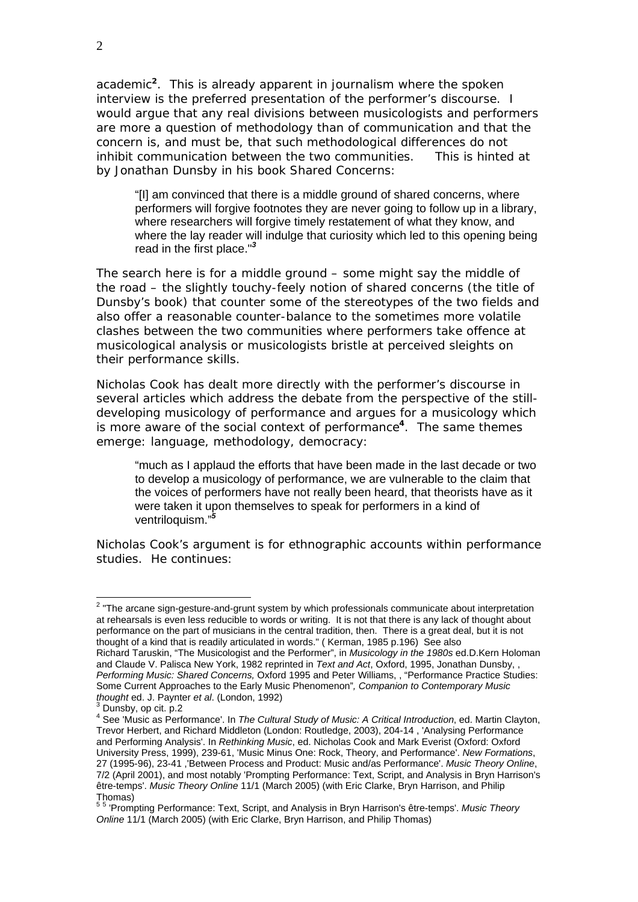academic[2]. This is already apparent in journalism where the spoken interview is the preferred presentation of the performer's discourse. I would argue that any real divisions between musicologists and performers are more a question of methodology than of communication and that the concern is, and must be, that such methodological differences do not inhibit communication between the two communities. This is hinted at by Jonathan Dunsby in his book Shared Concerns:

> "[I] am convinced that there is a middle ground of shared concerns, where performers will forgive footnotes they are never going to follow up in a library, where researchers will forgive timely restatement of what they know, and where the lay reader will indulge that curiosity which led to this opening being read in the first place."[3]

The search here is for a middle ground – some might say the middle of the road – the slightly touchy-feely notion of shared concerns (the title of Dunsby's book) that counter some of the stereotypes of the two fields and also offer a reasonable counter-balance to the sometimes more volatile clashes between the two communities where performers take offence at musicological analysis or musicologists bristle at perceived sleights on their performance skills.

Nicholas Cook has dealt more directly with the performer's discourse in several articles which address the debate from the perspective of the still-developing musicology of performance and argues for a musicology which is more aware of the social context of performance[4]. The same themes emerge: language, methodology, democracy:

> "much as I applaud the efforts that have been made in the last decade or two to develop a musicology of performance, we are vulnerable to the claim that the voices of performers have not really been heard, that theorists have as it were taken it upon themselves to speak for performers in a kind of ventriloquism."[5]

Nicholas Cook's argument is for ethnographic accounts within performance studies. He continues:

---

[2] "The arcane sign-gesture-and-grunt system by which professionals communicate about interpretation at rehearsals is even less reducible to words or writing. It is not that there is any lack of thought about performance on the part of musicians in the central tradition, then. There is a great deal, but it is not thought of a kind that is readily articulated in words." ( Kerman, 1985 p.196) See also Richard Taruskin, "The Musicologist and the Performer", in *Musicology in the 1980s* ed.D.Kern Holoman and Claude V. Palisca New York, 1982 reprinted in *Text and Act*, Oxford, 1995, Jonathan Dunsby, , *Performing Music: Shared Concerns,* Oxford 1995 and Peter Williams, , "Performance Practice Studies: Some Current Approaches to the Early Music Phenomenon"*, Companion to Contemporary Music thought* ed. J. Paynter *et al*. (London, 1992)

[3] Dunsby, op cit. p.2

[4] See 'Music as Performance'. In *The Cultural Study of Music: A Critical Introduction*, ed. Martin Clayton, Trevor Herbert, and Richard Middleton (London: Routledge, 2003), 204-14 , 'Analysing Performance and Performing Analysis'. In *Rethinking Music*, ed. Nicholas Cook and Mark Everist (Oxford: Oxford University Press, 1999), 239-61, 'Music Minus One: Rock, Theory, and Performance'. *New Formations*, 27 (1995-96), 23-41 ,'Between Process and Product: Music and/as Performance'. *Music Theory Online*, 7/2 (April 2001), and most notably 'Prompting Performance: Text, Script, and Analysis in Bryn Harrison's être-temps'. *Music Theory Online* 11/1 (March 2005) (with Eric Clarke, Bryn Harrison, and Philip Thomas)

[5] [5] 'Prompting Performance: Text, Script, and Analysis in Bryn Harrison's être-temps'. *Music Theory Online* 11/1 (March 2005) (with Eric Clarke, Bryn Harrison, and Philip Thomas)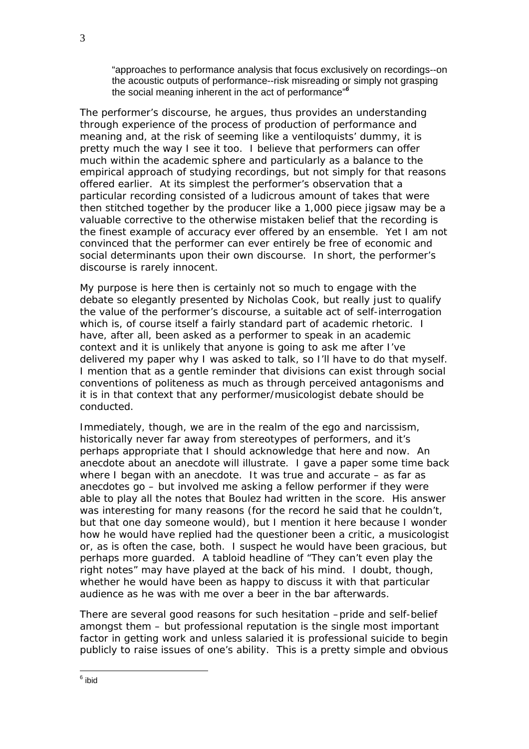> "approaches to performance analysis that focus exclusively on recordings--on the acoustic outputs of performance--risk misreading or simply not grasping the social meaning inherent in the act of performance"[6]

The performer's discourse, he argues, thus provides an understanding through experience of the process of production of performance and meaning and, at the risk of seeming like a ventiloquists' dummy, it is pretty much the way I see it too. I believe that performers can offer much within the academic sphere and particularly as a balance to the empirical approach of studying recordings, but not simply for that reasons offered earlier. At its simplest the performer's observation that a particular recording consisted of a ludicrous amount of takes that were then stitched together by the producer like a 1,000 piece jigsaw may be a valuable corrective to the otherwise mistaken belief that the recording is the finest example of accuracy ever offered by an ensemble. Yet I am not convinced that the performer can ever entirely be free of economic and social determinants upon their own discourse. In short, the performer's discourse is rarely innocent.

My purpose is here then is certainly not so much to engage with the debate so elegantly presented by Nicholas Cook, but really just to qualify the value of the performer's discourse, a suitable act of self-interrogation which is, of course itself a fairly standard part of academic rhetoric. I have, after all, been asked as a performer to speak in an academic context and it is unlikely that anyone is going to ask me after I've delivered my paper why I was asked to talk, so I'll have to do that myself. I mention that as a gentle reminder that divisions can exist through social conventions of politeness as much as through perceived antagonisms and it is in that context that any performer/musicologist debate should be conducted.

Immediately, though, we are in the realm of the ego and narcissism, historically never far away from stereotypes of performers, and it's perhaps appropriate that I should acknowledge that here and now. An anecdote about an anecdote will illustrate. I gave a paper some time back where I began with an anecdote. It was true and accurate – as far as anecdotes go – but involved me asking a fellow performer if they were able to play all the notes that Boulez had written in the score. His answer was interesting for many reasons (for the record he said that he couldn't, but that one day someone would), but I mention it here because I wonder how he would have replied had the questioner been a critic, a musicologist or, as is often the case, both. I suspect he would have been gracious, but perhaps more guarded. A tabloid headline of "They can't even play the right notes" may have played at the back of his mind. I doubt, though, whether he would have been as happy to discuss it with that particular audience as he was with me over a beer in the bar afterwards.

There are several good reasons for such hesitation –pride and self-belief amongst them – but professional reputation is the single most important factor in getting work and unless salaried it is professional suicide to begin publicly to raise issues of one's ability. This is a pretty simple and obvious

---

[6] ibid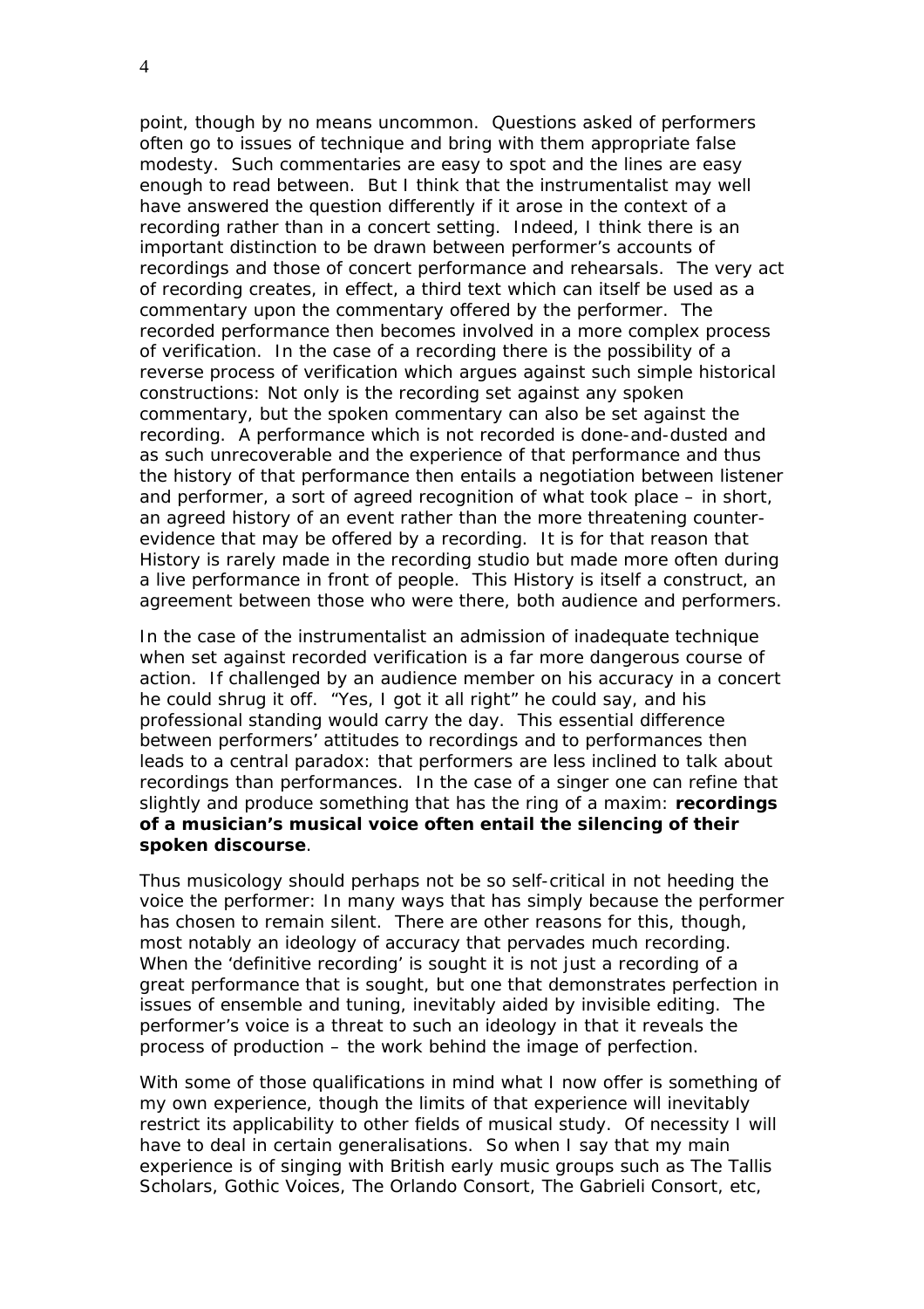point, though by no means uncommon. Questions asked of performers often go to issues of technique and bring with them appropriate false modesty. Such commentaries are easy to spot and the lines are easy enough to read between. But I think that the instrumentalist may well have answered the question differently if it arose in the context of a recording rather than in a concert setting. Indeed, I think there is an important distinction to be drawn between performer's accounts of recordings and those of concert performance and rehearsals. The very act of recording creates, in effect, a third text which can itself be used as a commentary upon the commentary offered by the performer. The recorded performance then becomes involved in a more complex process of verification. In the case of a recording there is the possibility of a reverse process of verification which argues against such simple historical constructions: Not only is the recording set against any spoken commentary, but the spoken commentary can also be set against the recording. A performance which is not recorded is done-and-dusted and as such unrecoverable and the experience of that performance and thus the history of that performance then entails a negotiation between listener and performer, a sort of agreed recognition of what took place – in short, an agreed history of an event rather than the more threatening counter-evidence that may be offered by a recording. It is for that reason that History is rarely made in the recording studio but made more often during a live performance in front of people. This History is itself a construct, an agreement between those who were there, both audience and performers.

In the case of the instrumentalist an admission of inadequate technique when set against recorded verification is a far more dangerous course of action. If challenged by an audience member on his accuracy in a concert he could shrug it off. "Yes, I got it all right" he could say, and his professional standing would carry the day. This essential difference between performers' attitudes to recordings and to performances then leads to a central paradox: that performers are less inclined to talk about recordings than performances. In the case of a singer one can refine that slightly and produce something that has the ring of a maxim: **recordings of a musician's musical voice often entail the silencing of their spoken discourse**.

Thus musicology should perhaps not be so self-critical in not heeding the voice the performer: In many ways that has simply because the performer has chosen to remain silent. There are other reasons for this, though, most notably an ideology of accuracy that pervades much recording. When the 'definitive recording' is sought it is not just a recording of a great performance that is sought, but one that demonstrates perfection in issues of ensemble and tuning, inevitably aided by invisible editing. The performer's voice is a threat to such an ideology in that it reveals the process of production – the work behind the image of perfection.

With some of those qualifications in mind what I now offer is something of my own experience, though the limits of that experience will inevitably restrict its applicability to other fields of musical study. Of necessity I will have to deal in certain generalisations. So when I say that my main experience is of singing with British early music groups such as The Tallis Scholars, Gothic Voices, The Orlando Consort, The Gabrieli Consort, etc,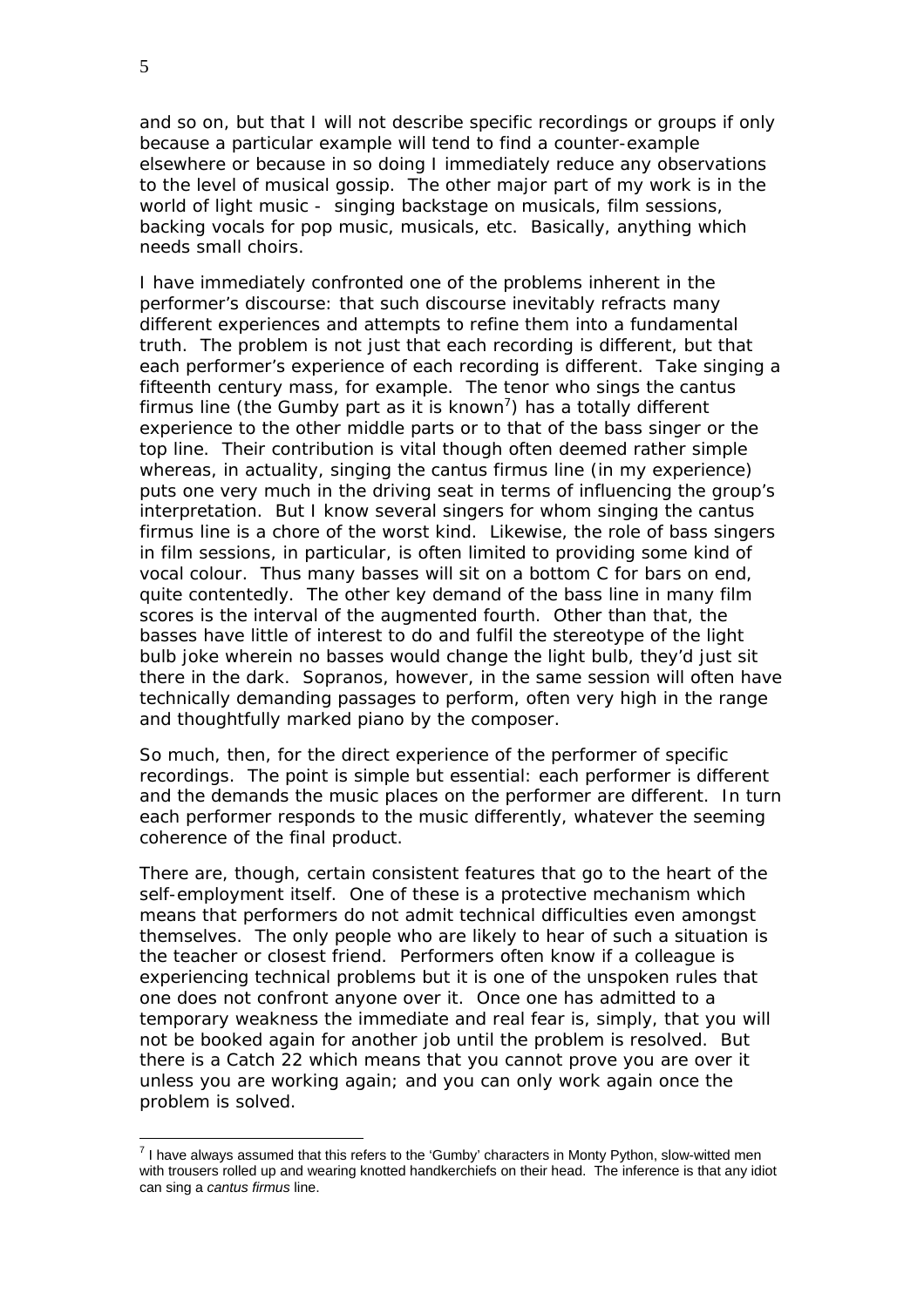and so on, but that I will not describe specific recordings or groups if only because a particular example will tend to find a counter-example elsewhere or because in so doing I immediately reduce any observations to the level of musical gossip. The other major part of my work is in the world of light music - singing backstage on musicals, film sessions, backing vocals for pop music, musicals, etc. Basically, anything which needs small choirs.

I have immediately confronted one of the problems inherent in the performer's discourse: that such discourse inevitably refracts many different experiences and attempts to refine them into a fundamental truth. The problem is not just that each recording is different, but that each performer's experience of each recording is different. Take singing a fifteenth century mass, for example. The tenor who sings the cantus firmus line (the Gumby part as it is known[7]) has a totally different experience to the other middle parts or to that of the bass singer or the top line. Their contribution is vital though often deemed rather simple whereas, in actuality, singing the cantus firmus line (in my experience) puts one very much in the driving seat in terms of influencing the group's interpretation. But I know several singers for whom singing the cantus firmus line is a chore of the worst kind. Likewise, the role of bass singers in film sessions, in particular, is often limited to providing some kind of vocal colour. Thus many basses will sit on a bottom C for bars on end, quite contentedly. The other key demand of the bass line in many film scores is the interval of the augmented fourth. Other than that, the basses have little of interest to do and fulfil the stereotype of the light bulb joke wherein no basses would change the light bulb, they'd just sit there in the dark. Sopranos, however, in the same session will often have technically demanding passages to perform, often very high in the range and thoughtfully marked piano by the composer.

So much, then, for the direct experience of the performer of specific recordings. The point is simple but essential: each performer is different and the demands the music places on the performer are different. In turn each performer responds to the music differently, whatever the seeming coherence of the final product.

There are, though, certain consistent features that go to the heart of the self-employment itself. One of these is a protective mechanism which means that performers do not admit technical difficulties even amongst themselves. The only people who are likely to hear of such a situation is the teacher or closest friend. Performers often know if a colleague is experiencing technical problems but it is one of the unspoken rules that one does not confront anyone over it. Once one has admitted to a temporary weakness the immediate and real fear is, simply, that you will not be booked again for another job until the problem is resolved. But there is a Catch 22 which means that you cannot prove you are over it unless you are working again; and you can only work again once the problem is solved.

---

[7] I have always assumed that this refers to the 'Gumby' characters in Monty Python, slow-witted men with trousers rolled up and wearing knotted handkerchiefs on their head. The inference is that any idiot can sing a *cantus firmus* line.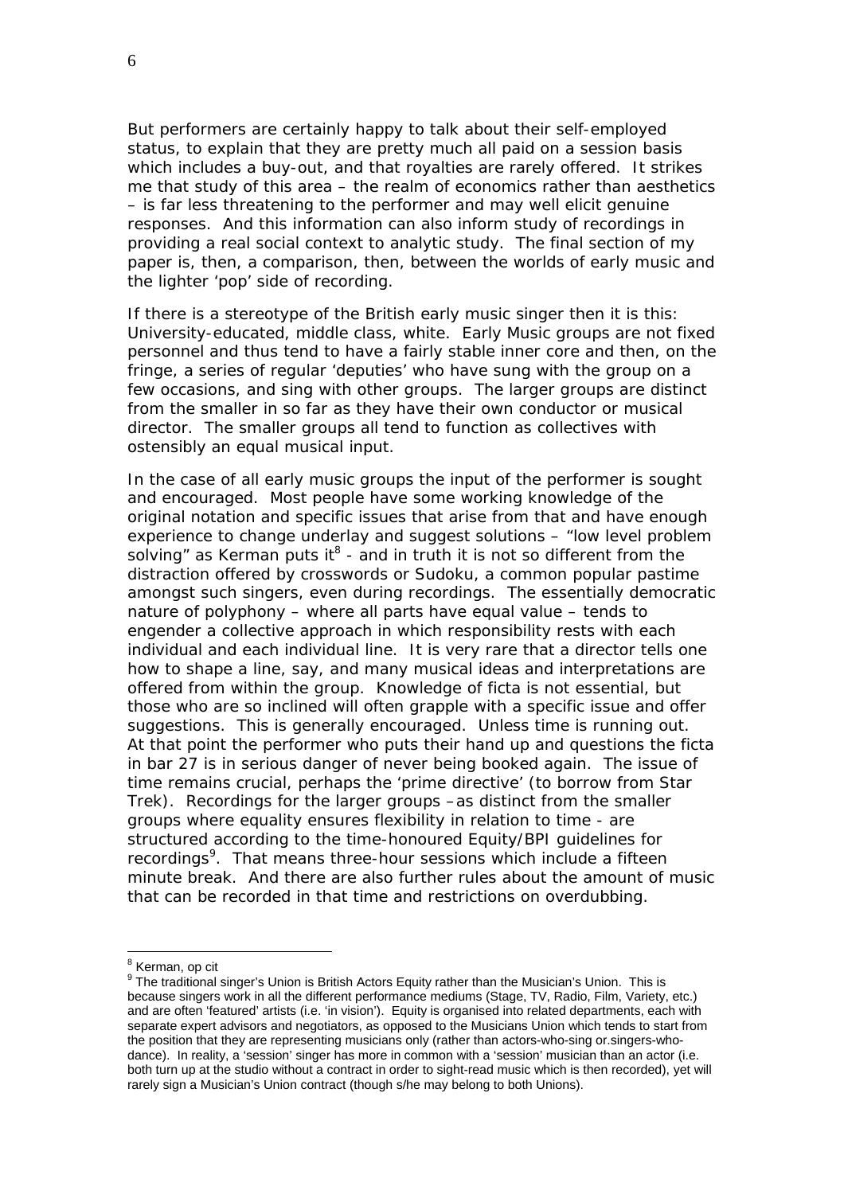But performers are certainly happy to talk about their self-employed status, to explain that they are pretty much all paid on a session basis which includes a buy-out, and that royalties are rarely offered. It strikes me that study of this area – the realm of economics rather than aesthetics – is far less threatening to the performer and may well elicit genuine responses. And this information can also inform study of recordings in providing a real social context to analytic study. The final section of my paper is, then, a comparison, then, between the worlds of early music and the lighter 'pop' side of recording.

If there is a stereotype of the British early music singer then it is this: University-educated, middle class, white. Early Music groups are not fixed personnel and thus tend to have a fairly stable inner core and then, on the fringe, a series of regular 'deputies' who have sung with the group on a few occasions, and sing with other groups. The larger groups are distinct from the smaller in so far as they have their own conductor or musical director. The smaller groups all tend to function as collectives with ostensibly an equal musical input.

In the case of all early music groups the input of the performer is sought and encouraged. Most people have some working knowledge of the original notation and specific issues that arise from that and have enough experience to change underlay and suggest solutions – "low level problem solving" as Kerman puts it[8] - and in truth it is not so different from the distraction offered by crosswords or Sudoku, a common popular pastime amongst such singers, even during recordings. The essentially democratic nature of polyphony – where all parts have equal value – tends to engender a collective approach in which responsibility rests with each individual and each individual line. It is very rare that a director tells one how to shape a line, say, and many musical ideas and interpretations are offered from within the group. Knowledge of ficta is not essential, but those who are so inclined will often grapple with a specific issue and offer suggestions. This is generally encouraged. Unless time is running out. At that point the performer who puts their hand up and questions the ficta in bar 27 is in serious danger of never being booked again. The issue of time remains crucial, perhaps the 'prime directive' (to borrow from Star Trek). Recordings for the larger groups –as distinct from the smaller groups where equality ensures flexibility in relation to time - are structured according to the time-honoured Equity/BPI guidelines for recordings[9]. That means three-hour sessions which include a fifteen minute break. And there are also further rules about the amount of music that can be recorded in that time and restrictions on overdubbing.

---

[8] Kerman, op cit

[9] The traditional singer's Union is British Actors Equity rather than the Musician's Union. This is because singers work in all the different performance mediums (Stage, TV, Radio, Film, Variety, etc.) and are often 'featured' artists (i.e. 'in vision'). Equity is organised into related departments, each with separate expert advisors and negotiators, as opposed to the Musicians Union which tends to start from the position that they are representing musicians only (rather than actors-who-sing or.singers-who-dance). In reality, a 'session' singer has more in common with a 'session' musician than an actor (i.e. both turn up at the studio without a contract in order to sight-read music which is then recorded), yet will rarely sign a Musician's Union contract (though s/he may belong to both Unions).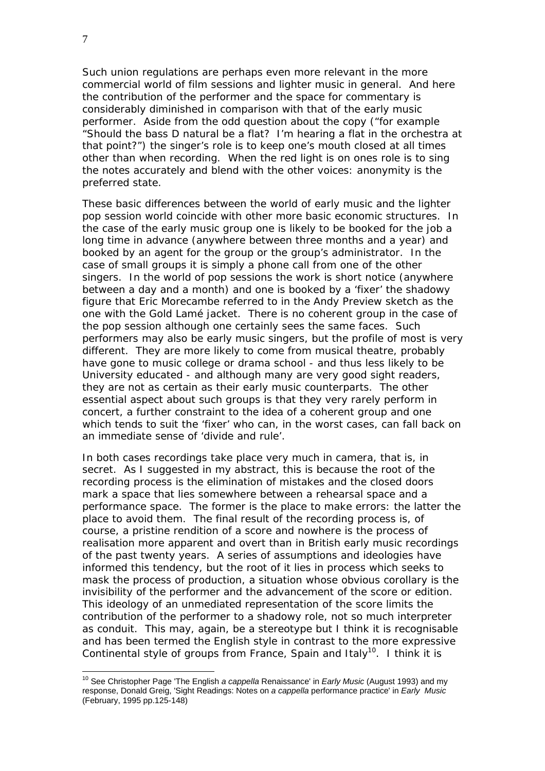Such union regulations are perhaps even more relevant in the more commercial world of film sessions and lighter music in general. And here the contribution of the performer and the space for commentary is considerably diminished in comparison with that of the early music performer. Aside from the odd question about the copy ("for example "Should the bass D natural be a flat? I'm hearing a flat in the orchestra at that point?") the singer's role is to keep one's mouth closed at all times other than when recording. When the red light is on ones role is to sing the notes accurately and blend with the other voices: anonymity is the preferred state.

These basic differences between the world of early music and the lighter pop session world coincide with other more basic economic structures. In the case of the early music group one is likely to be booked for the job a long time in advance (anywhere between three months and a year) and booked by an agent for the group or the group's administrator. In the case of small groups it is simply a phone call from one of the other singers. In the world of pop sessions the work is short notice (anywhere between a day and a month) and one is booked by a 'fixer' the shadowy figure that Eric Morecambe referred to in the Andy Preview sketch as the one with the Gold Lamé jacket. There is no coherent group in the case of the pop session although one certainly sees the same faces. Such performers may also be early music singers, but the profile of most is very different. They are more likely to come from musical theatre, probably have gone to music college or drama school - and thus less likely to be University educated - and although many are very good sight readers, they are not as certain as their early music counterparts. The other essential aspect about such groups is that they very rarely perform in concert, a further constraint to the idea of a coherent group and one which tends to suit the 'fixer' who can, in the worst cases, can fall back on an immediate sense of 'divide and rule'.

In both cases recordings take place very much in camera, that is, in secret. As I suggested in my abstract, this is because the root of the recording process is the elimination of mistakes and the closed doors mark a space that lies somewhere between a rehearsal space and a performance space. The former is the place to make errors: the latter the place to avoid them. The final result of the recording process is, of course, a pristine rendition of a score and nowhere is the process of realisation more apparent and overt than in British early music recordings of the past twenty years. A series of assumptions and ideologies have informed this tendency, but the root of it lies in process which seeks to mask the process of production, a situation whose obvious corollary is the invisibility of the performer and the advancement of the score or edition. This ideology of an unmediated representation of the score limits the contribution of the performer to a shadowy role, not so much interpreter as conduit. This may, again, be a stereotype but I think it is recognisable and has been termed the English style in contrast to the more expressive Continental style of groups from France, Spain and Italy[10]. I think it is

---

[10] See Christopher Page 'The English *a cappella* Renaissance' in *Early Music* (August 1993) and my response, Donald Greig, 'Sight Readings: Notes on *a cappella* performance practice' in *Early Music* (February, 1995 pp.125-148)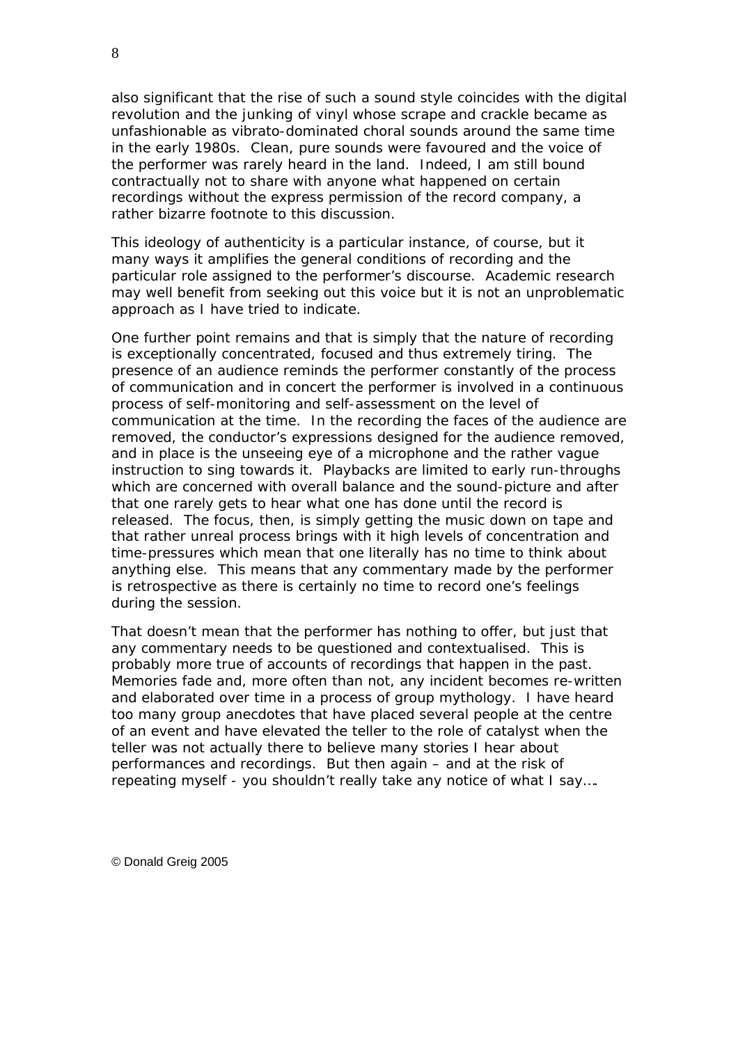also significant that the rise of such a sound style coincides with the digital revolution and the junking of vinyl whose scrape and crackle became as unfashionable as vibrato-dominated choral sounds around the same time in the early 1980s. Clean, pure sounds were favoured and the voice of the performer was rarely heard in the land. Indeed, I am still bound contractually not to share with anyone what happened on certain recordings without the express permission of the record company, a rather bizarre footnote to this discussion.

This ideology of authenticity is a particular instance, of course, but it many ways it amplifies the general conditions of recording and the particular role assigned to the performer's discourse. Academic research may well benefit from seeking out this voice but it is not an unproblematic approach as I have tried to indicate.

One further point remains and that is simply that the nature of recording is exceptionally concentrated, focused and thus extremely tiring. The presence of an audience reminds the performer constantly of the process of communication and in concert the performer is involved in a continuous process of self-monitoring and self-assessment on the level of communication at the time. In the recording the faces of the audience are removed, the conductor's expressions designed for the audience removed, and in place is the unseeing eye of a microphone and the rather vague instruction to sing towards it. Playbacks are limited to early run-throughs which are concerned with overall balance and the sound-picture and after that one rarely gets to hear what one has done until the record is released. The focus, then, is simply getting the music down on tape and that rather unreal process brings with it high levels of concentration and time-pressures which mean that one literally has no time to think about anything else. This means that any commentary made by the performer is retrospective as there is certainly no time to record one's feelings during the session.

That doesn't mean that the performer has nothing to offer, but just that any commentary needs to be questioned and contextualised. This is probably more true of accounts of recordings that happen in the past. Memories fade and, more often than not, any incident becomes re-written and elaborated over time in a process of group mythology. I have heard too many group anecdotes that have placed several people at the centre of an event and have elevated the teller to the role of catalyst when the teller was not actually there to believe many stories I hear about performances and recordings. But then again – and at the risk of repeating myself - you shouldn't really take any notice of what I say….

© Donald Greig 2005